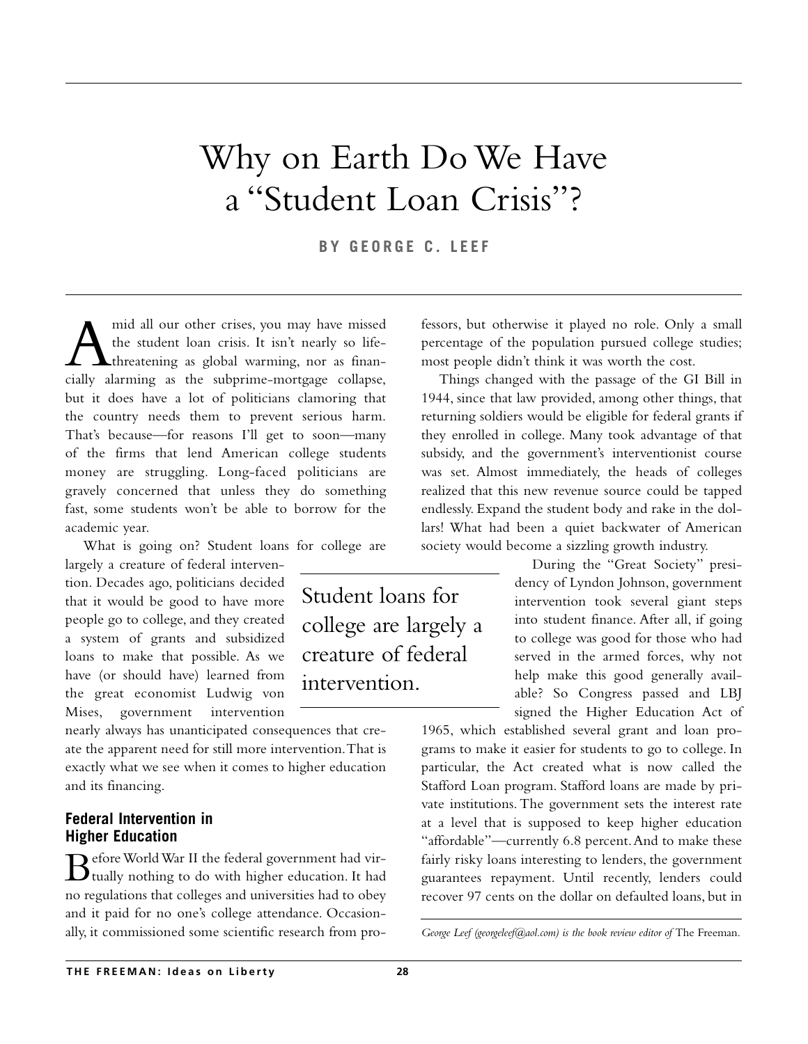# Why on Earth Do We Have a "Student Loan Crisis"?

**BY GEORGE C. LEEF**

Amid all our other crises, you may have missed the student loan crisis. It isn't nearly so life-threatening as global warming, nor as financially alarming as the subprime-mortgage collapse, but it does have a lot of politicians clamoring that the country needs them to prevent serious harm. That's because—for reasons I'll get to soon—many of the firms that lend American college students money are struggling. Long-faced politicians are gravely concerned that unless they do something fast, some students won't be able to borrow for the academic year.

What is going on? Student loans for college are largely a creature of federal intervention. Decades ago, politicians decided that it would be good to have more people go to college, and they created a system of grants and subsidized loans to make that possible. As we have (or should have) learned from the great economist Ludwig von Mises, government intervention nearly always has unanticipated consequences that create the apparent need for still more intervention. That is exactly what we see when it comes to higher education and its financing.

> Student loans for college are largely a creature of federal intervention.

## Federal Intervention in Higher Education

Before World War II the federal government had virtually nothing to do with higher education. It had no regulations that colleges and universities had to obey and it paid for no one's college attendance. Occasionally, it commissioned some scientific research from professors, but otherwise it played no role. Only a small percentage of the population pursued college studies; most people didn't think it was worth the cost.

Things changed with the passage of the GI Bill in 1944, since that law provided, among other things, that returning soldiers would be eligible for federal grants if they enrolled in college. Many took advantage of that subsidy, and the government's interventionist course was set. Almost immediately, the heads of colleges realized that this new revenue source could be tapped endlessly. Expand the student body and rake in the dollars! What had been a quiet backwater of American society would become a sizzling growth industry.

During the "Great Society" presidency of Lyndon Johnson, government intervention took several giant steps into student finance. After all, if going to college was good for those who had served in the armed forces, why not help make this good generally available? So Congress passed and LBJ signed the Higher Education Act of 1965, which established several grant and loan programs to make it easier for students to go to college. In particular, the Act created what is now called the Stafford Loan program. Stafford loans are made by private institutions. The government sets the interest rate at a level that is supposed to keep higher education "affordable"—currently 6.8 percent. And to make these fairly risky loans interesting to lenders, the government guarantees repayment. Until recently, lenders could recover 97 cents on the dollar on defaulted loans, but in

*George Leef (georgeleef@aol.com) is the book review editor of* The Freeman.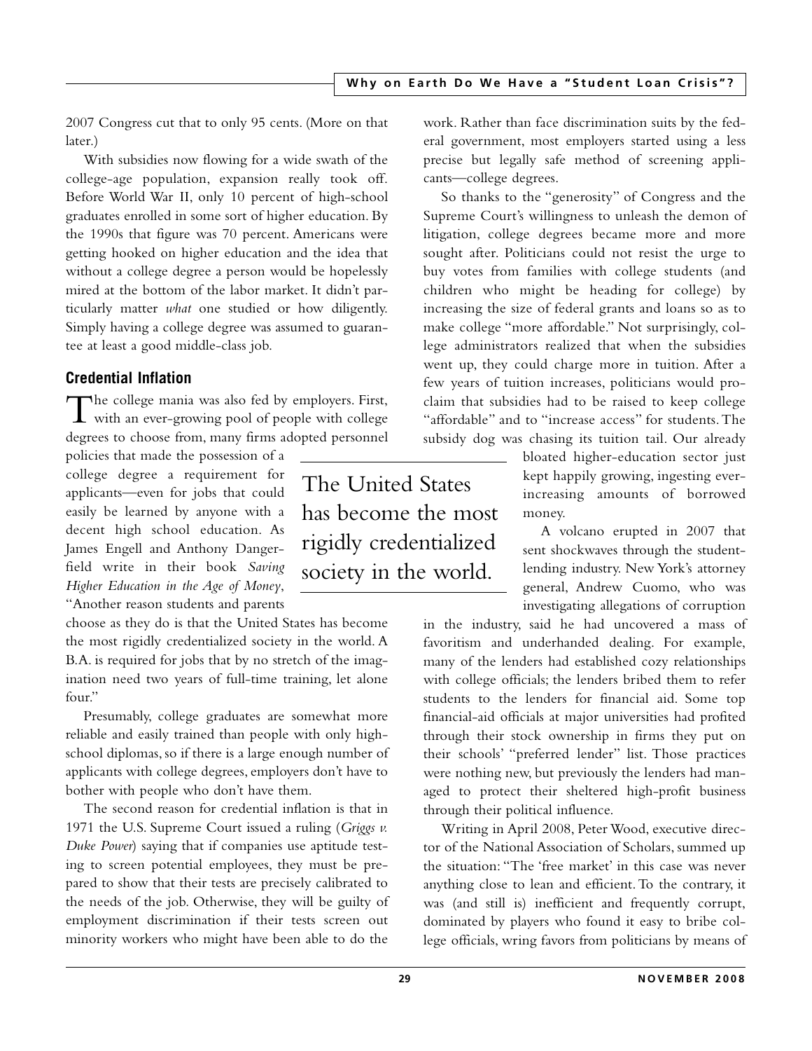2007 Congress cut that to only 95 cents. (More on that later.)

With subsidies now flowing for a wide swath of the college-age population, expansion really took off. Before World War II, only 10 percent of high-school graduates enrolled in some sort of higher education. By the 1990s that figure was 70 percent. Americans were getting hooked on higher education and the idea that without a college degree a person would be hopelessly mired at the bottom of the labor market. It didn't particularly matter *what* one studied or how diligently. Simply having a college degree was assumed to guarantee at least a good middle-class job.

## Credential Inflation

The college mania was also fed by employers. First, with an ever-growing pool of people with college degrees to choose from, many firms adopted personnel policies that made the possession of a college degree a requirement for applicants—even for jobs that could easily be learned by anyone with a decent high school education. As James Engell and Anthony Dangerfield write in their book *Saving Higher Education in the Age of Money*, "Another reason students and parents choose as they do is that the United States has become the most rigidly credentialized society in the world. A B.A. is required for jobs that by no stretch of the imagination need two years of full-time training, let alone four."

> The United States has become the most rigidly credentialized society in the world.

Presumably, college graduates are somewhat more reliable and easily trained than people with only high-school diplomas, so if there is a large enough number of applicants with college degrees, employers don't have to bother with people who don't have them.

The second reason for credential inflation is that in 1971 the U.S. Supreme Court issued a ruling (*Griggs v. Duke Power*) saying that if companies use aptitude testing to screen potential employees, they must be prepared to show that their tests are precisely calibrated to the needs of the job. Otherwise, they will be guilty of employment discrimination if their tests screen out minority workers who might have been able to do the work. Rather than face discrimination suits by the federal government, most employers started using a less precise but legally safe method of screening applicants—college degrees.

So thanks to the "generosity" of Congress and the Supreme Court's willingness to unleash the demon of litigation, college degrees became more and more sought after. Politicians could not resist the urge to buy votes from families with college students (and children who might be heading for college) by increasing the size of federal grants and loans so as to make college "more affordable." Not surprisingly, college administrators realized that when the subsidies went up, they could charge more in tuition. After a few years of tuition increases, politicians would proclaim that subsidies had to be raised to keep college "affordable" and to "increase access" for students. The subsidy dog was chasing its tuition tail. Our already bloated higher-education sector just kept happily growing, ingesting ever-increasing amounts of borrowed money.

A volcano erupted in 2007 that sent shockwaves through the student-lending industry. New York's attorney general, Andrew Cuomo, who was investigating allegations of corruption in the industry, said he had uncovered a mass of favoritism and underhanded dealing. For example, many of the lenders had established cozy relationships with college officials; the lenders bribed them to refer students to the lenders for financial aid. Some top financial-aid officials at major universities had profited through their stock ownership in firms they put on their schools' "preferred lender" list. Those practices were nothing new, but previously the lenders had managed to protect their sheltered high-profit business through their political influence.

Writing in April 2008, Peter Wood, executive director of the National Association of Scholars, summed up the situation: "The 'free market' in this case was never anything close to lean and efficient. To the contrary, it was (and still is) inefficient and frequently corrupt, dominated by players who found it easy to bribe college officials, wring favors from politicians by means of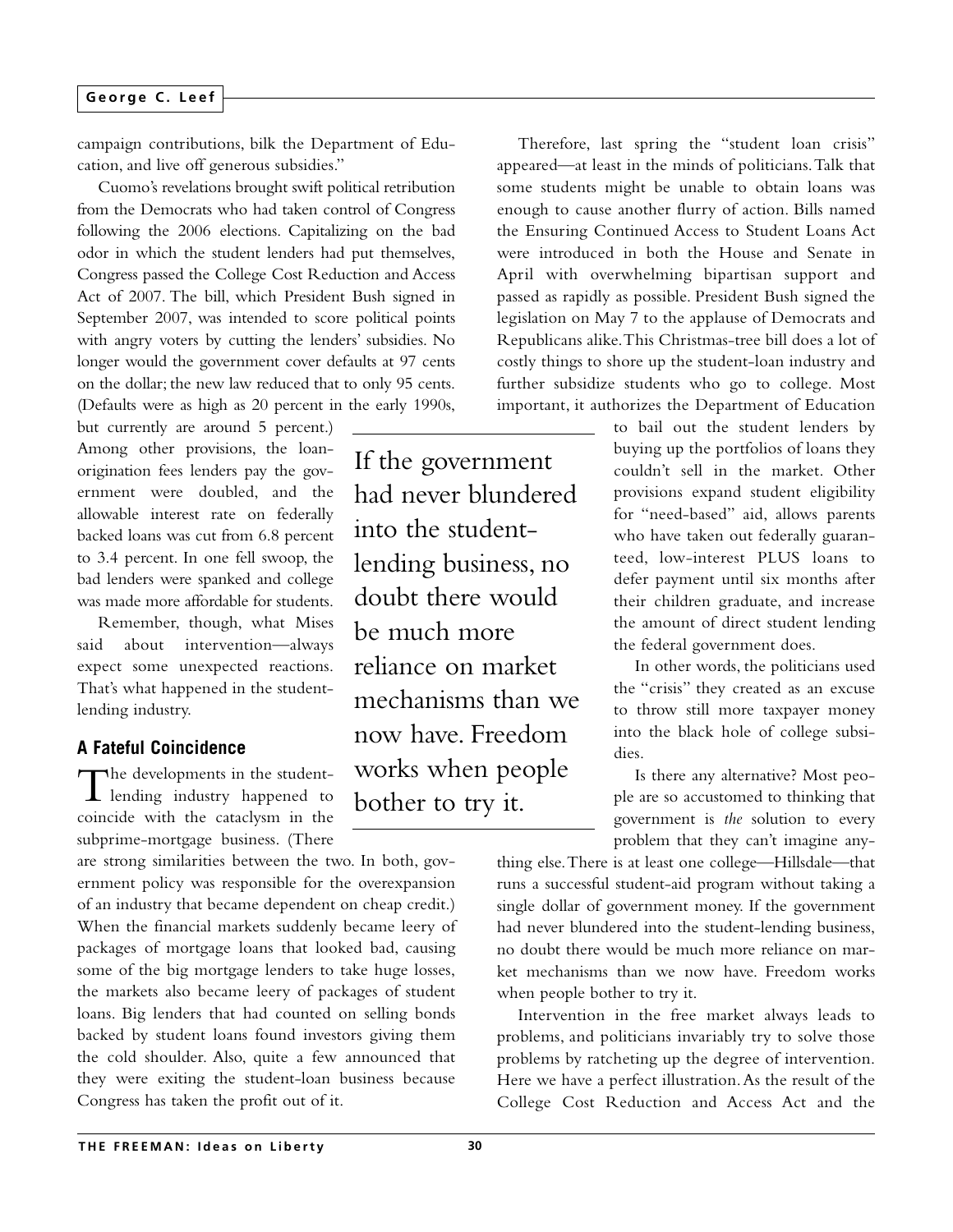campaign contributions, bilk the Department of Education, and live off generous subsidies."

Cuomo's revelations brought swift political retribution from the Democrats who had taken control of Congress following the 2006 elections. Capitalizing on the bad odor in which the student lenders had put themselves, Congress passed the College Cost Reduction and Access Act of 2007. The bill, which President Bush signed in September 2007, was intended to score political points with angry voters by cutting the lenders' subsidies. No longer would the government cover defaults at 97 cents on the dollar; the new law reduced that to only 95 cents. (Defaults were as high as 20 percent in the early 1990s, but currently are around 5 percent.) Among other provisions, the loan-origination fees lenders pay the government were doubled, and the allowable interest rate on federally backed loans was cut from 6.8 percent to 3.4 percent. In one fell swoop, the bad lenders were spanked and college was made more affordable for students.

Remember, though, what Mises said about intervention—always expect some unexpected reactions. That's what happened in the student-lending industry.

### A Fateful Coincidence

The developments in the student-lending industry happened to coincide with the cataclysm in the subprime-mortgage business. (There are strong similarities between the two. In both, government policy was responsible for the overexpansion of an industry that became dependent on cheap credit.) When the financial markets suddenly became leery of packages of mortgage loans that looked bad, causing some of the big mortgage lenders to take huge losses, the markets also became leery of packages of student loans. Big lenders that had counted on selling bonds backed by student loans found investors giving them the cold shoulder. Also, quite a few announced that they were exiting the student-loan business because Congress has taken the profit out of it.

> If the government had never blundered into the student-lending business, no doubt there would be much more reliance on market mechanisms than we now have. Freedom works when people bother to try it.

Therefore, last spring the "student loan crisis" appeared—at least in the minds of politicians. Talk that some students might be unable to obtain loans was enough to cause another flurry of action. Bills named the Ensuring Continued Access to Student Loans Act were introduced in both the House and Senate in April with overwhelming bipartisan support and passed as rapidly as possible. President Bush signed the legislation on May 7 to the applause of Democrats and Republicans alike. This Christmas-tree bill does a lot of costly things to shore up the student-loan industry and further subsidize students who go to college. Most important, it authorizes the Department of Education to bail out the student lenders by buying up the portfolios of loans they couldn't sell in the market. Other provisions expand student eligibility for "need-based" aid, allows parents who have taken out federally guaranteed, low-interest PLUS loans to defer payment until six months after their children graduate, and increase the amount of direct student lending the federal government does.

In other words, the politicians used the "crisis" they created as an excuse to throw still more taxpayer money into the black hole of college subsidies.

Is there any alternative? Most people are so accustomed to thinking that government is *the* solution to every problem that they can't imagine anything else. There is at least one college—Hillsdale—that runs a successful student-aid program without taking a single dollar of government money. If the government had never blundered into the student-lending business, no doubt there would be much more reliance on market mechanisms than we now have. Freedom works when people bother to try it.

Intervention in the free market always leads to problems, and politicians invariably try to solve those problems by ratcheting up the degree of intervention. Here we have a perfect illustration. As the result of the College Cost Reduction and Access Act and the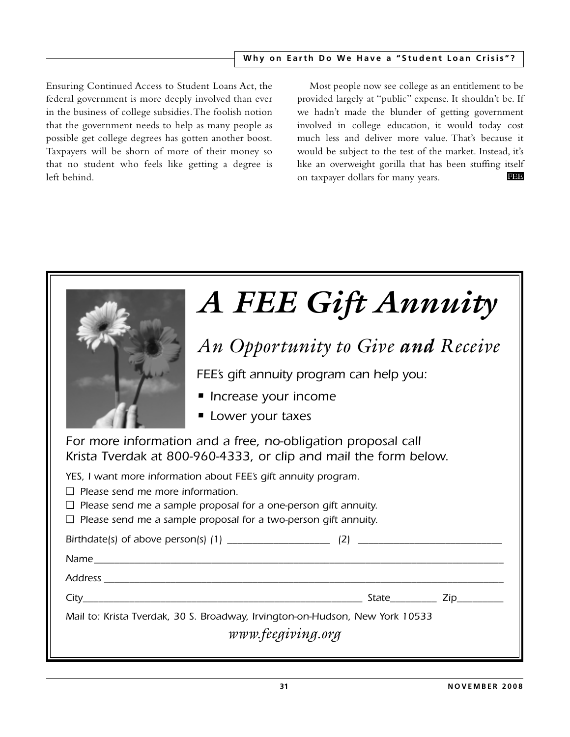Ensuring Continued Access to Student Loans Act, the federal government is more deeply involved than ever in the business of college subsidies. The foolish notion that the government needs to help as many people as possible get college degrees has gotten another boost. Taxpayers will be shorn of more of their money so that no student who feels like getting a degree is left behind.

Most people now see college as an entitlement to be provided largely at "public" expense. It shouldn't be. If we hadn't made the blunder of getting government involved in college education, it would today cost much less and deliver more value. That's because it would be subject to the test of the market. Instead, it's like an overweight gorilla that has been stuffing itself on taxpayer dollars for many years. FEE

# *A FEE Gift Annuity*

## *An Opportunity to Give **and** Receive*

*FEE's gift annuity program can help you:*

- *Increase your income*
- *Lower your taxes*

*For more information and a free, no-obligation proposal call Krista Tverdak at 800-960-4333, or clip and mail the form below.*

*YES, I want more information about FEE's gift annuity program.*

❑ *Please send me more information.*

❑ *Please send me a sample proposal for a one-person gift annuity.*

❑ *Please send me a sample proposal for a two-person gift annuity.*

*Birthdate(s) of above person(s) (1) ____________________ (2) ____________________________*

*Name_________________________________________________________________________________*

*Address _______________________________________________________________________________*

*City______________________________________________________ State_________ Zip_________*

*Mail to: Krista Tverdak, 30 S. Broadway, Irvington-on-Hudson, New York 10533*

*www.feegiving.org*